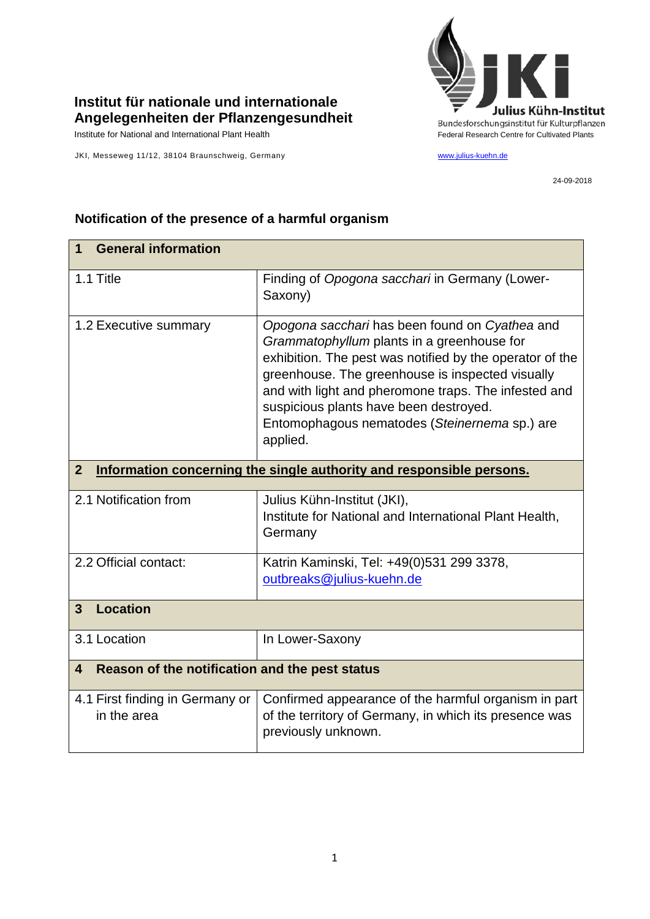**Institut für nationale und internationale Angelegenheiten der Pflanzengesundheit**

Institute for National and International Plant Health

JKI, Messeweg 11/12, 38104 Braunschweig, Germany

Julius Kühn-Institut
Bundesforschungsinstitut für Kulturpflanzen
Federal Research Centre for Cultivated Plants

www.julius-kuehn.de

24-09-2018

## Notification of the presence of a harmful organism

| **1 General information** | |
|---|---|
| 1.1 Title | Finding of *Opogona sacchari* in Germany (Lower-Saxony) |
| 1.2 Executive summary | *Opogona sacchari* has been found on *Cyathea* and *Grammatophyllum* plants in a greenhouse for exhibition. The pest was notified by the operator of the greenhouse. The greenhouse is inspected visually and with light and pheromone traps. The infested and suspicious plants have been destroyed. Entomophagous nematodes (*Steinernema* sp.) are applied. |
| **2 Information concerning the single authority and responsible persons.** | |
| 2.1 Notification from | Julius Kühn-Institut (JKI), Institute for National and International Plant Health, Germany |
| 2.2 Official contact: | Katrin Kaminski, Tel: +49(0)531 299 3378, outbreaks@julius-kuehn.de |
| **3 Location** | |
| 3.1 Location | In Lower-Saxony |
| **4 Reason of the notification and the pest status** | |
| 4.1 First finding in Germany or in the area | Confirmed appearance of the harmful organism in part of the territory of Germany, in which its presence was previously unknown. |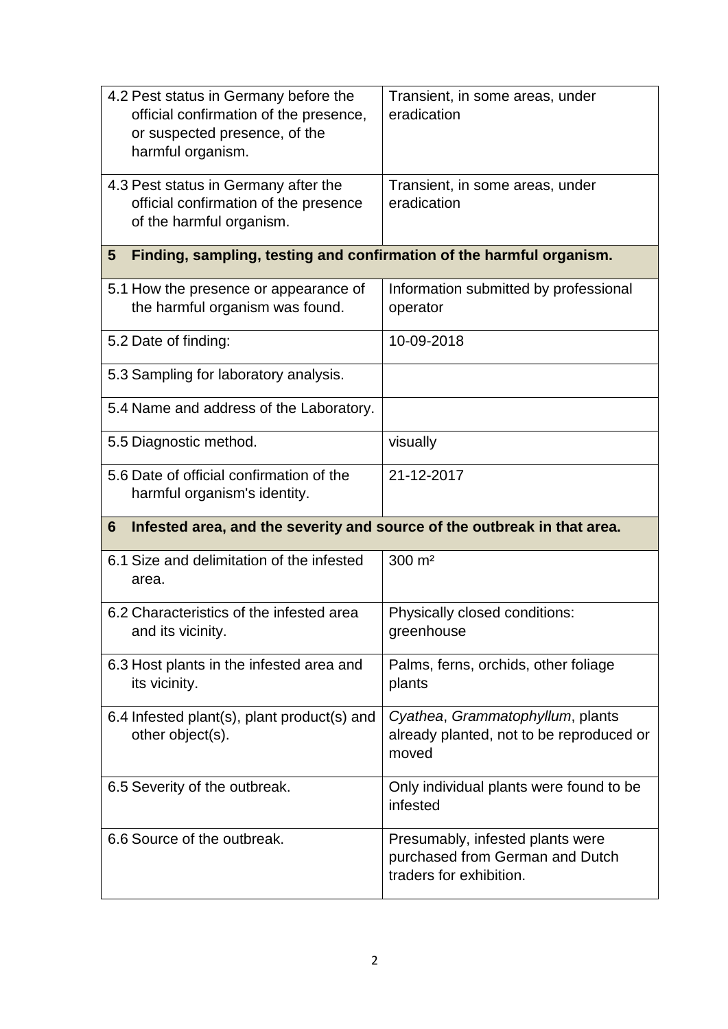| | |
|---|---|
| 4.2 Pest status in Germany before the official confirmation of the presence, or suspected presence, of the harmful organism. | Transient, in some areas, under eradication |
| 4.3 Pest status in Germany after the official confirmation of the presence of the harmful organism. | Transient, in some areas, under eradication |
| **5 Finding, sampling, testing and confirmation of the harmful organism.** | |
| 5.1 How the presence or appearance of the harmful organism was found. | Information submitted by professional operator |
| 5.2 Date of finding: | 10-09-2018 |
| 5.3 Sampling for laboratory analysis. | |
| 5.4 Name and address of the Laboratory. | |
| 5.5 Diagnostic method. | visually |
| 5.6 Date of official confirmation of the harmful organism's identity. | 21-12-2017 |
| **6 Infested area, and the severity and source of the outbreak in that area.** | |
| 6.1 Size and delimitation of the infested area. | 300 m² |
| 6.2 Characteristics of the infested area and its vicinity. | Physically closed conditions: greenhouse |
| 6.3 Host plants in the infested area and its vicinity. | Palms, ferns, orchids, other foliage plants |
| 6.4 Infested plant(s), plant product(s) and other object(s). | *Cyathea*, *Grammatophyllum*, plants already planted, not to be reproduced or moved |
| 6.5 Severity of the outbreak. | Only individual plants were found to be infested |
| 6.6 Source of the outbreak. | Presumably, infested plants were purchased from German and Dutch traders for exhibition. |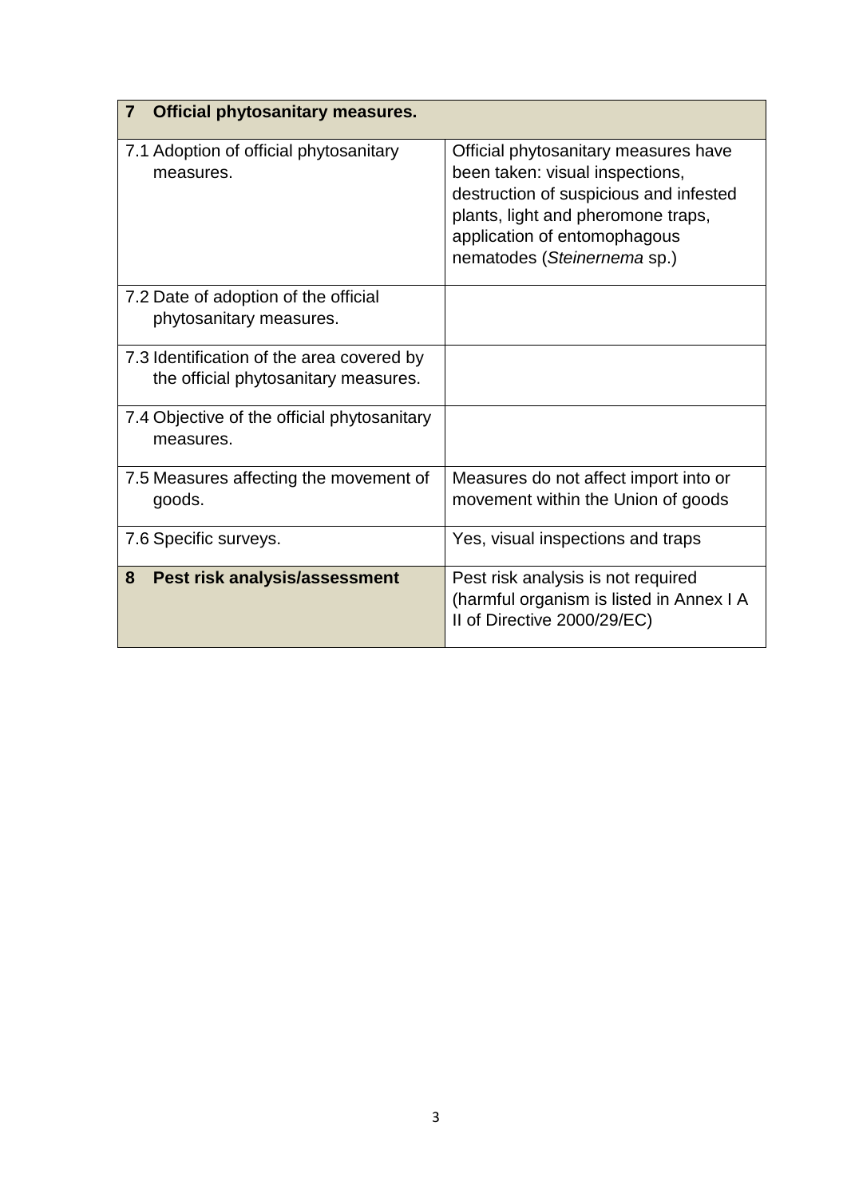| | |
|---|---|
| **7 Official phytosanitary measures.** | |
| 7.1 Adoption of official phytosanitary measures. | Official phytosanitary measures have been taken: visual inspections, destruction of suspicious and infested plants, light and pheromone traps, application of entomophagous nematodes (*Steinernema* sp.) |
| 7.2 Date of adoption of the official phytosanitary measures. | |
| 7.3 Identification of the area covered by the official phytosanitary measures. | |
| 7.4 Objective of the official phytosanitary measures. | |
| 7.5 Measures affecting the movement of goods. | Measures do not affect import into or movement within the Union of goods |
| 7.6 Specific surveys. | Yes, visual inspections and traps |
| **8 Pest risk analysis/assessment** | Pest risk analysis is not required (harmful organism is listed in Annex I A II of Directive 2000/29/EC) |